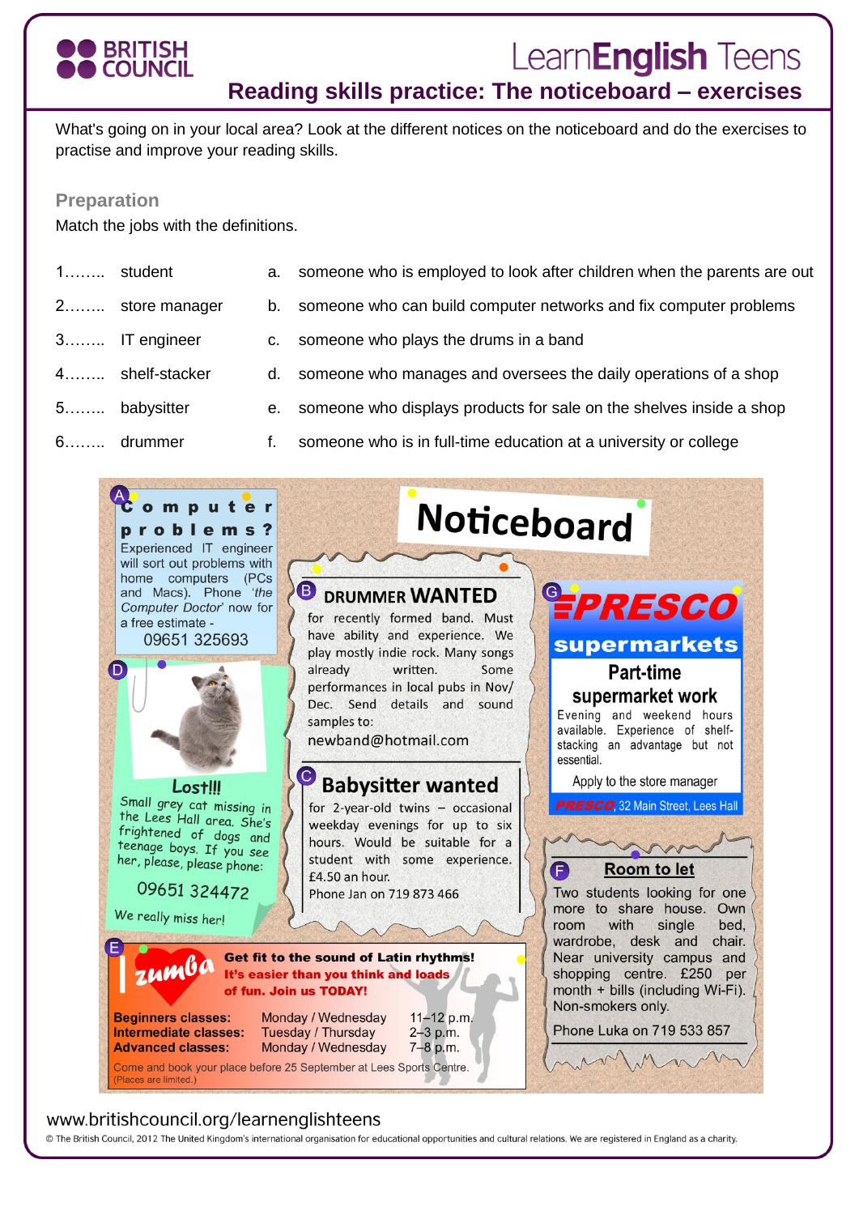# LearnEnglish Teens

## Reading skills practice: The noticeboard – exercises

What's going on in your local area? Look at the different notices on the noticeboard and do the exercises to practise and improve your reading skills.

### Preparation

Match the jobs with the definitions.

| | | | |
|---|---|---|---|
| 1…….. | student | a. | someone who is employed to look after children when the parents are out |
| 2…….. | store manager | b. | someone who can build computer networks and fix computer problems |
| 3…….. | IT engineer | c. | someone who plays the drums in a band |
| 4…….. | shelf-stacker | d. | someone who manages and oversees the daily operations of a shop |
| 5…….. | babysitter | e. | someone who displays products for sale on the shelves inside a shop |
| 6…….. | drummer | f. | someone who is in full-time education at a university or college |

## Noticeboard

**A**

**Computer problems?**

Experienced IT engineer will sort out problems with home computers (PCs and Macs). Phone *'the Computer Doctor'* now for a free estimate -

09651 325693

**B**

**DRUMMER WANTED**

for recently formed band. Must have ability and experience. We play mostly indie rock. Many songs already written. Some performances in local pubs in Nov/Dec. Send details and sound samples to:

newband@hotmail.com

**C**

**Babysitter wanted**

for 2-year-old twins – occasional weekday evenings for up to six hours. Would be suitable for a student with some experience. £4.50 an hour.

Phone Jan on 719 873 466

**D**

**Lost!!!**

Small grey cat missing in the Lees Hall area. She's frightened of dogs and teenage boys. If you see her, please, please phone:

09651 324472

We really miss her!

**E**

**zumba**

**Get fit to the sound of Latin rhythms!**

**It's easier than you think and loads of fun. Join us TODAY!**

| | | |
|---|---|---|
| **Beginners classes:** | Monday / Wednesday | 11–12 p.m. |
| **Intermediate classes:** | Tuesday / Thursday | 2–3 p.m. |
| **Advanced classes:** | Monday / Wednesday | 7–8 p.m. |

Come and book your place before 25 September at Lees Sports Centre.
(Places are limited.)

**F**

**Room to let**

Two students looking for one more to share house. Own room with single bed, wardrobe, desk and chair. Near university campus and shopping centre. £250 per month + bills (including Wi-Fi). Non-smokers only.

Phone Luka on 719 533 857

**G**

**PRESCO supermarkets**

**Part-time supermarket work**

Evening and weekend hours available. Experience of shelf-stacking an advantage but not essential.

Apply to the store manager

PRESCO, 32 Main Street, Lees Hall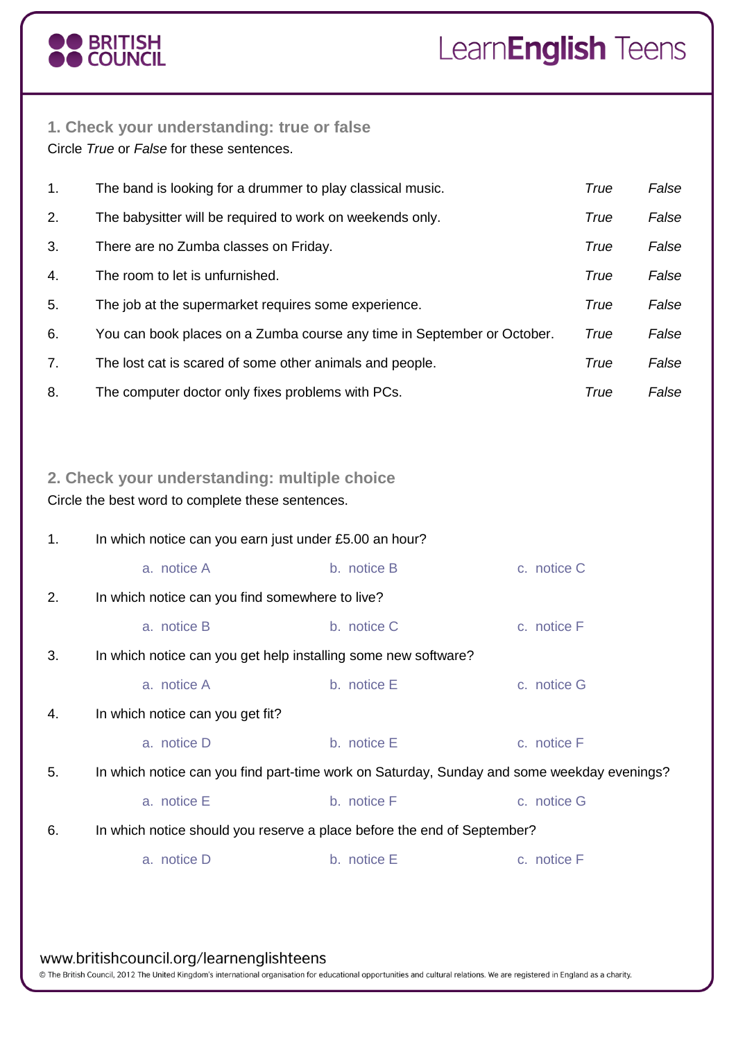## 1. Check your understanding: true or false

Circle *True* or *False* for these sentences.

| | | | |
|---|---|---|---|
| 1. | The band is looking for a drummer to play classical music. | *True* | *False* |
| 2. | The babysitter will be required to work on weekends only. | *True* | *False* |
| 3. | There are no Zumba classes on Friday. | *True* | *False* |
| 4. | The room to let is unfurnished. | *True* | *False* |
| 5. | The job at the supermarket requires some experience. | *True* | *False* |
| 6. | You can book places on a Zumba course any time in September or October. | *True* | *False* |
| 7. | The lost cat is scared of some other animals and people. | *True* | *False* |
| 8. | The computer doctor only fixes problems with PCs. | *True* | *False* |

## 2. Check your understanding: multiple choice

Circle the best word to complete these sentences.

1. In which notice can you earn just under £5.00 an hour?

   a. notice A    b. notice B    c. notice C

2. In which notice can you find somewhere to live?

   a. notice B    b. notice C    c. notice F

3. In which notice can you get help installing some new software?

   a. notice A    b. notice E    c. notice G

4. In which notice can you get fit?

   a. notice D    b. notice E    c. notice F

5. In which notice can you find part-time work on Saturday, Sunday and some weekday evenings?

   a. notice E    b. notice F    c. notice G

6. In which notice should you reserve a place before the end of September?

   a. notice D    b. notice E    c. notice F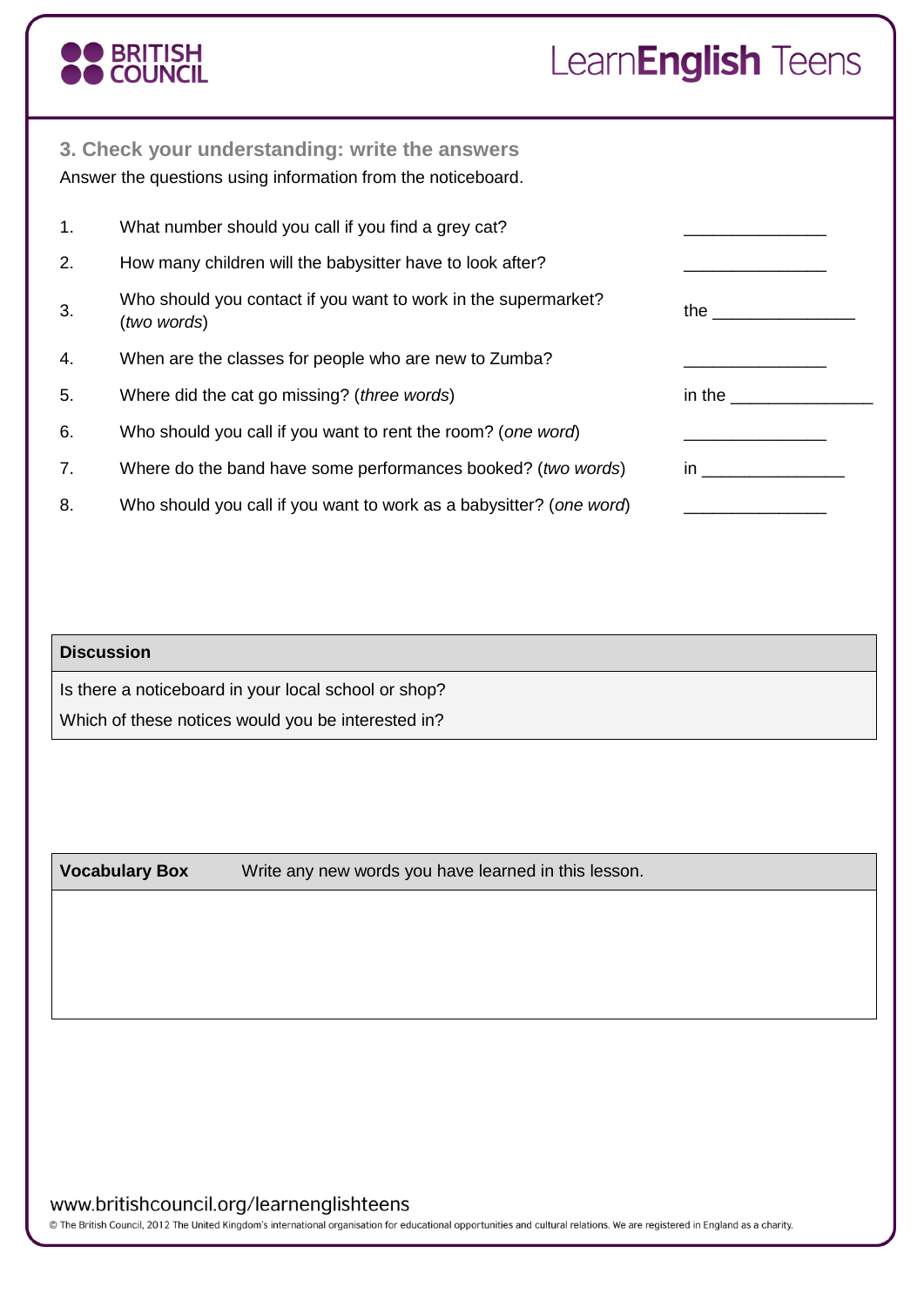### 3. Check your understanding: write the answers

Answer the questions using information from the noticeboard.

| | | |
|---|---|---|
| 1. | What number should you call if you find a grey cat? | _______________ |
| 2. | How many children will the babysitter have to look after? | _______________ |
| 3. | Who should you contact if you want to work in the supermarket? (*two words*) | the _______________ |
| 4. | When are the classes for people who are new to Zumba? | _______________ |
| 5. | Where did the cat go missing? (*three words*) | in the _______________ |
| 6. | Who should you call if you want to rent the room? (*one word*) | _______________ |
| 7. | Where do the band have some performances booked? (*two words*) | in _______________ |
| 8. | Who should you call if you want to work as a babysitter? (*one word*) | _______________ |

**Discussion**

Is there a noticeboard in your local school or shop?

Which of these notices would you be interested in?

**Vocabulary Box** Write any new words you have learned in this lesson.